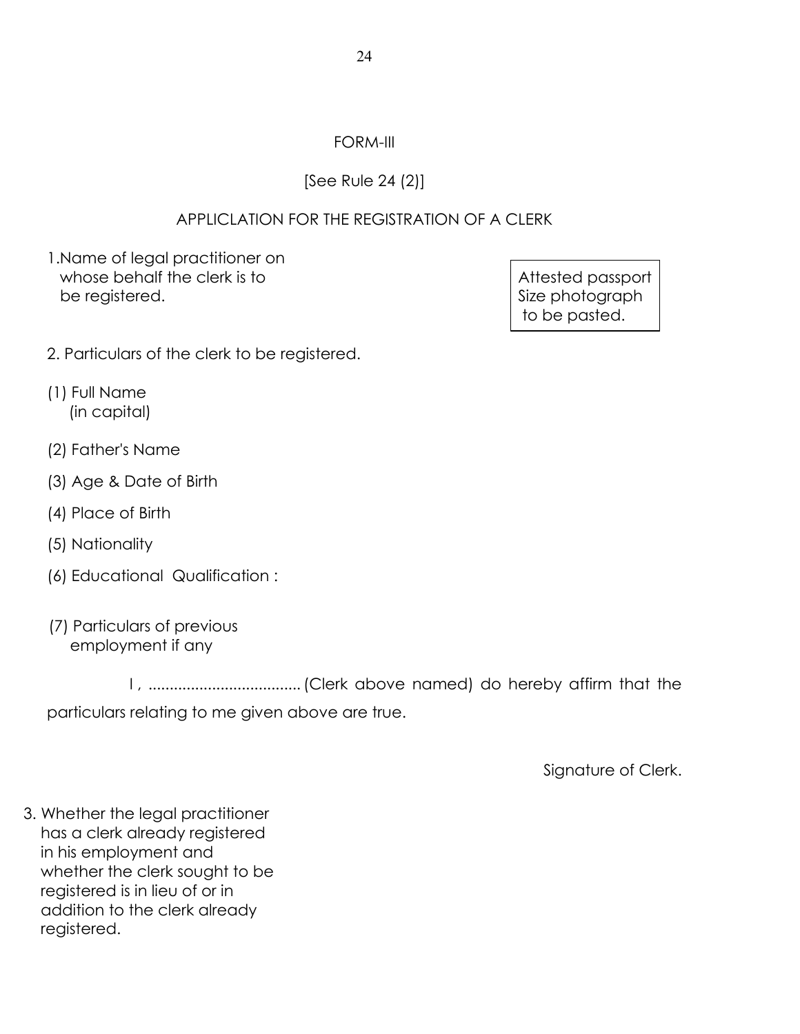# FORM-III

[See Rule 24 (2)]

## APPLICLATION FOR THE REGISTRATION OF A CLERK

1. Name of legal practitioner on whose behalf the clerk is to be registered.

Attested passport Size photograph to be pasted.

2. Particulars of the clerk to be registered.

(1) Full Name (in capital)

(2) Father's Name

(3) Age & Date of Birth

(4) Place of Birth

(5) Nationality

(6) Educational Qualification :

(7) Particulars of previous employment if any

I , .................................... (Clerk above named) do hereby affirm that the particulars relating to me given above are true.

Signature of Clerk.

3. Whether the legal practitioner has a clerk already registered in his employment and whether the clerk sought to be registered is in lieu of or in addition to the clerk already registered.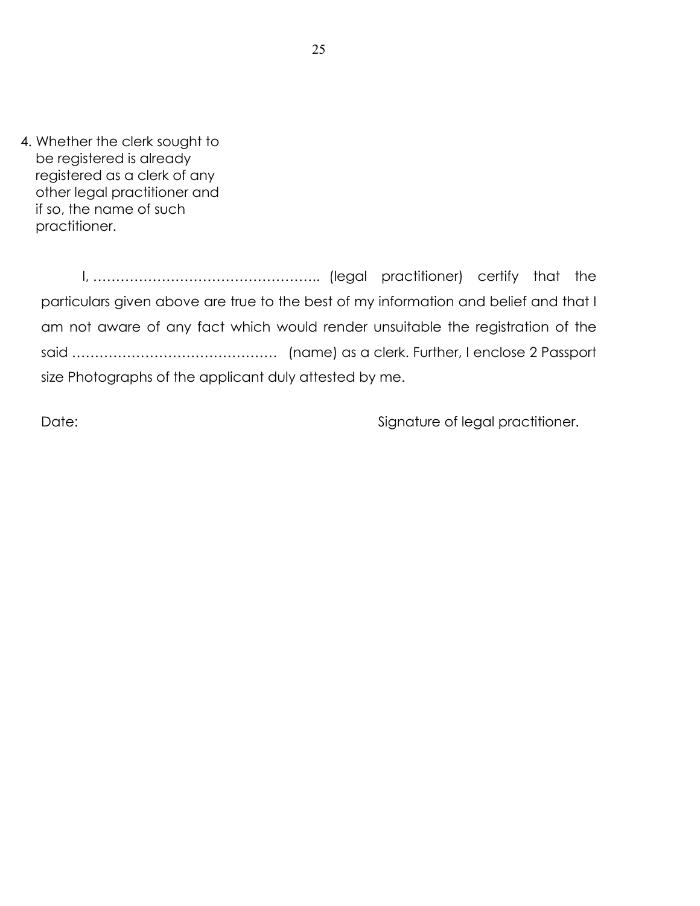4. Whether the clerk sought to be registered is already registered as a clerk of any other legal practitioner and if so, the name of such practitioner.

I, ………………………………………….. (legal practitioner) certify that the particulars given above are true to the best of my information and belief and that I am not aware of any fact which would render unsuitable the registration of the said ……………………………………… (name) as a clerk. Further, I enclose 2 Passport size Photographs of the applicant duly attested by me.

Date: Signature of legal practitioner.